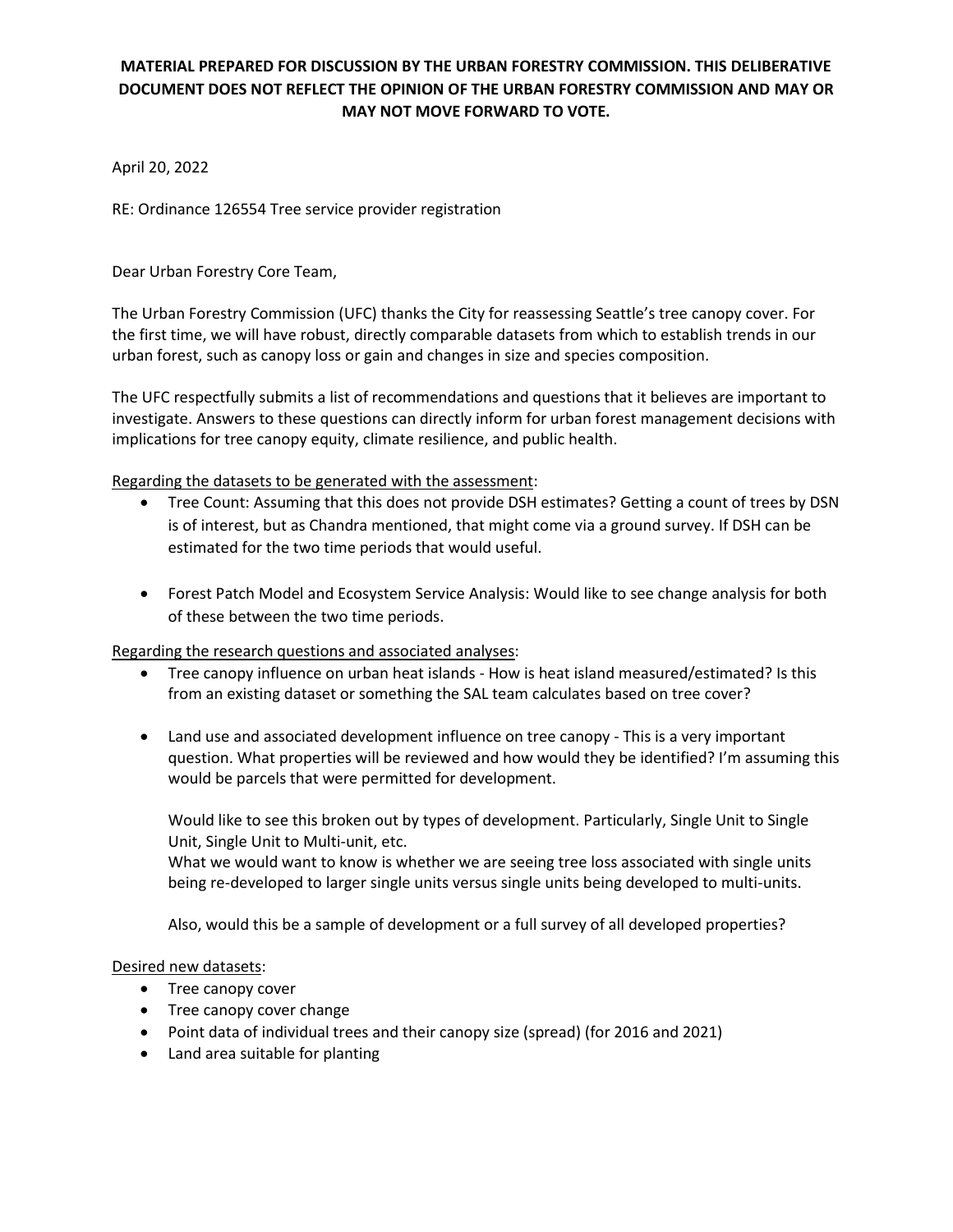**MATERIAL PREPARED FOR DISCUSSION BY THE URBAN FORESTRY COMMISSION. THIS DELIBERATIVE DOCUMENT DOES NOT REFLECT THE OPINION OF THE URBAN FORESTRY COMMISSION AND MAY OR MAY NOT MOVE FORWARD TO VOTE.**

April 20, 2022

RE: Ordinance 126554 Tree service provider registration

Dear Urban Forestry Core Team,

The Urban Forestry Commission (UFC) thanks the City for reassessing Seattle's tree canopy cover. For the first time, we will have robust, directly comparable datasets from which to establish trends in our urban forest, such as canopy loss or gain and changes in size and species composition.

The UFC respectfully submits a list of recommendations and questions that it believes are important to investigate. Answers to these questions can directly inform for urban forest management decisions with implications for tree canopy equity, climate resilience, and public health.

<u>Regarding the datasets to be generated with the assessment</u>:

- Tree Count: Assuming that this does not provide DSH estimates? Getting a count of trees by DSN is of interest, but as Chandra mentioned, that might come via a ground survey. If DSH can be estimated for the two time periods that would useful.

- Forest Patch Model and Ecosystem Service Analysis: Would like to see change analysis for both of these between the two time periods.

<u>Regarding the research questions and associated analyses</u>:

- Tree canopy influence on urban heat islands - How is heat island measured/estimated? Is this from an existing dataset or something the SAL team calculates based on tree cover?

- Land use and associated development influence on tree canopy - This is a very important question. What properties will be reviewed and how would they be identified? I'm assuming this would be parcels that were permitted for development.

  Would like to see this broken out by types of development. Particularly, Single Unit to Single Unit, Single Unit to Multi-unit, etc.
  What we would want to know is whether we are seeing tree loss associated with single units being re-developed to larger single units versus single units being developed to multi-units.

  Also, would this be a sample of development or a full survey of all developed properties?

<u>Desired new datasets</u>:

- Tree canopy cover
- Tree canopy cover change
- Point data of individual trees and their canopy size (spread) (for 2016 and 2021)
- Land area suitable for planting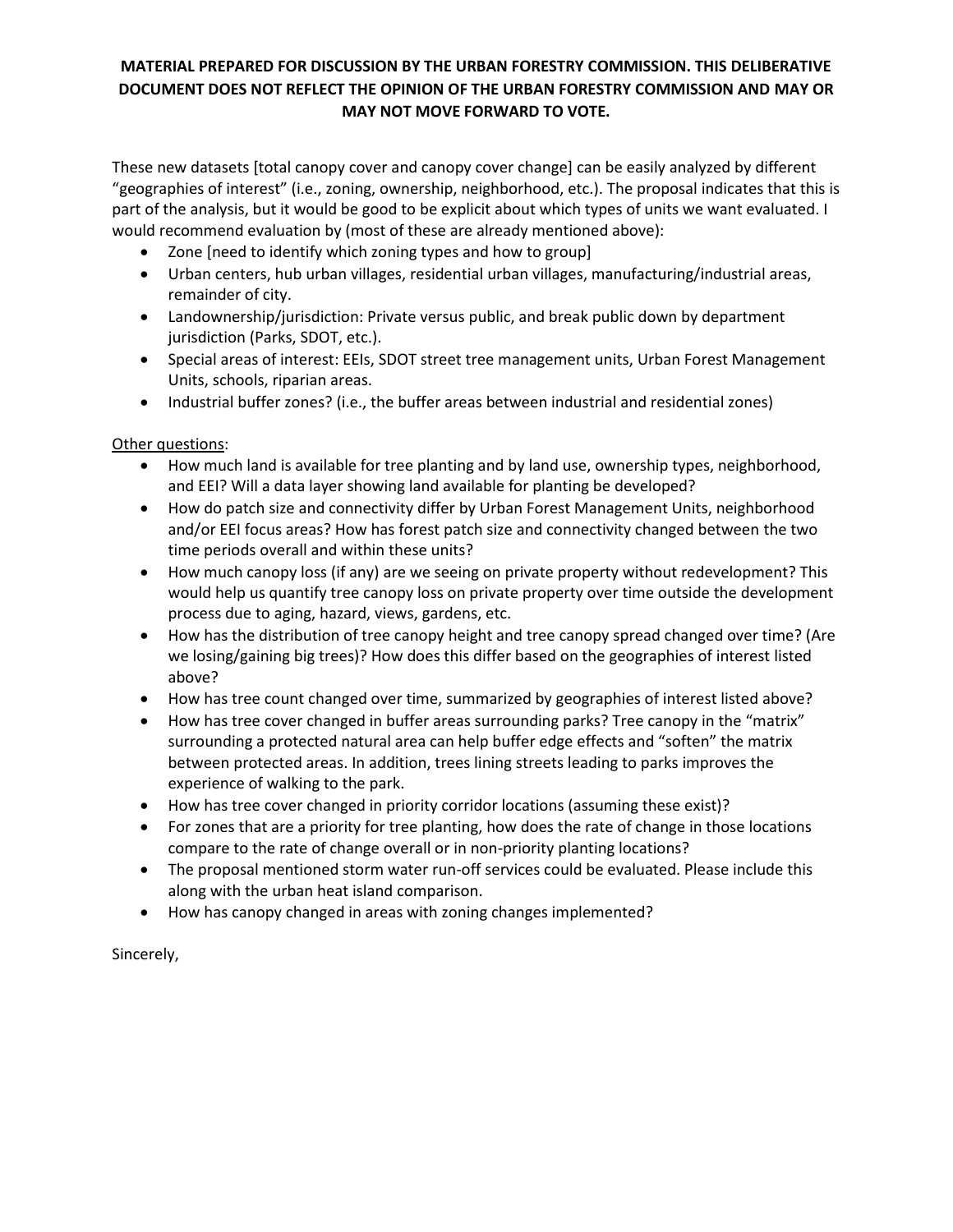**MATERIAL PREPARED FOR DISCUSSION BY THE URBAN FORESTRY COMMISSION. THIS DELIBERATIVE DOCUMENT DOES NOT REFLECT THE OPINION OF THE URBAN FORESTRY COMMISSION AND MAY OR MAY NOT MOVE FORWARD TO VOTE.**

These new datasets [total canopy cover and canopy cover change] can be easily analyzed by different "geographies of interest" (i.e., zoning, ownership, neighborhood, etc.). The proposal indicates that this is part of the analysis, but it would be good to be explicit about which types of units we want evaluated. I would recommend evaluation by (most of these are already mentioned above):

- Zone [need to identify which zoning types and how to group]
- Urban centers, hub urban villages, residential urban villages, manufacturing/industrial areas, remainder of city.
- Landownership/jurisdiction: Private versus public, and break public down by department jurisdiction (Parks, SDOT, etc.).
- Special areas of interest: EEIs, SDOT street tree management units, Urban Forest Management Units, schools, riparian areas.
- Industrial buffer zones? (i.e., the buffer areas between industrial and residential zones)

<u>Other questions</u>:

- How much land is available for tree planting and by land use, ownership types, neighborhood, and EEI? Will a data layer showing land available for planting be developed?
- How do patch size and connectivity differ by Urban Forest Management Units, neighborhood and/or EEI focus areas? How has forest patch size and connectivity changed between the two time periods overall and within these units?
- How much canopy loss (if any) are we seeing on private property without redevelopment? This would help us quantify tree canopy loss on private property over time outside the development process due to aging, hazard, views, gardens, etc.
- How has the distribution of tree canopy height and tree canopy spread changed over time? (Are we losing/gaining big trees)? How does this differ based on the geographies of interest listed above?
- How has tree count changed over time, summarized by geographies of interest listed above?
- How has tree cover changed in buffer areas surrounding parks? Tree canopy in the "matrix" surrounding a protected natural area can help buffer edge effects and "soften" the matrix between protected areas. In addition, trees lining streets leading to parks improves the experience of walking to the park.
- How has tree cover changed in priority corridor locations (assuming these exist)?
- For zones that are a priority for tree planting, how does the rate of change in those locations compare to the rate of change overall or in non-priority planting locations?
- The proposal mentioned storm water run-off services could be evaluated. Please include this along with the urban heat island comparison.
- How has canopy changed in areas with zoning changes implemented?

Sincerely,